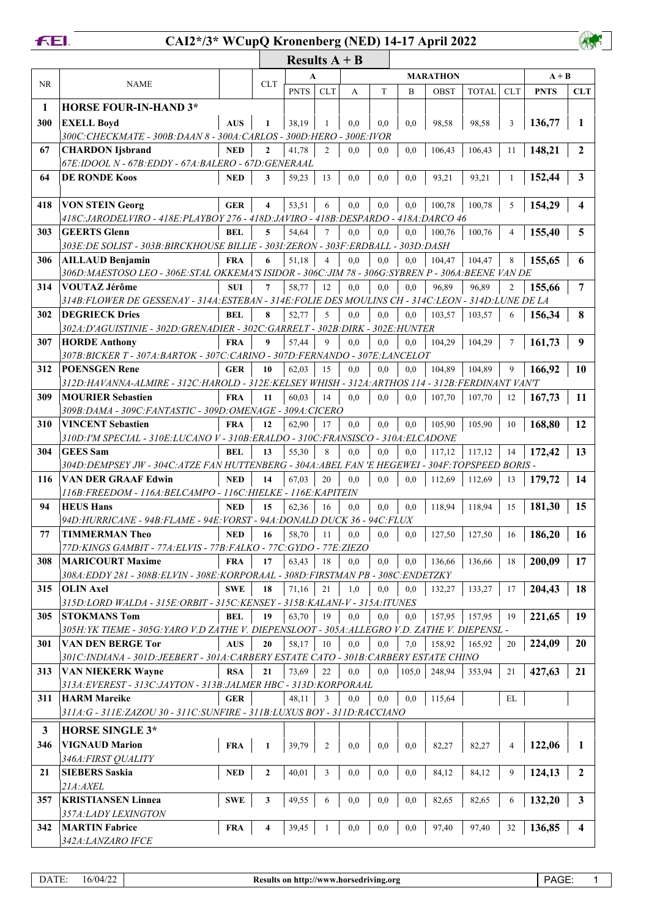# CAI2*/3* WCupQ Kronenberg (NED) 14-17 April 2022

## Results A + B

| NR | NAME | | CLT | A | | MARATHON | | | | | | A + B | |
|---|---|---|---|---|---|---|---|---|---|---|---|---|---|
| | | | | PNTS | CLT | A | T | B | OBST | TOTAL | CLT | PNTS | CLT |
| **1** | **HORSE FOUR-IN-HAND 3*** | | | | | | | | | | | | |
| **300** | **EXELL Boyd** | **AUS** | **1** | 38,19 | 1 | 0,0 | 0,0 | 0,0 | 98,58 | 98,58 | 3 | **136,77** | **1** |
| | *300C:CHECKMATE - 300B:DAAN 8 - 300A:CARLOS - 300D:HERO - 300E:IVOR* | | | | | | | | | | | | |
| **67** | **CHARDON Ijsbrand** | **NED** | **2** | 41,78 | 2 | 0,0 | 0,0 | 0,0 | 106,43 | 106,43 | 11 | **148,21** | **2** |
| | *67E:IDOOL N - 67B:EDDY - 67A:BALERO - 67D:GENERAAL* | | | | | | | | | | | | |
| **64** | **DE RONDE Koos** | **NED** | **3** | 59,23 | 13 | 0,0 | 0,0 | 0,0 | 93,21 | 93,21 | 1 | **152,44** | **3** |
| **418** | **VON STEIN Georg** | **GER** | **4** | 53,51 | 6 | 0,0 | 0,0 | 0,0 | 100,78 | 100,78 | 5 | **154,29** | **4** |
| | *418C:JARODELVIRO - 418E:PLAYBOY 276 - 418D:JAVIRO - 418B:DESPARDO - 418A:DARCO 46* | | | | | | | | | | | | |
| **303** | **GEERTS Glenn** | **BEL** | **5** | 54,64 | 7 | 0,0 | 0,0 | 0,0 | 100,76 | 100,76 | 4 | **155,40** | **5** |
| | *303E:DE SOLIST - 303B:BIRCKHOUSE BILLIE - 303I:ZERON - 303F:ERDBALL - 303D:DASH* | | | | | | | | | | | | |
| **306** | **AILLAUD Benjamin** | **FRA** | **6** | 51,18 | 4 | 0,0 | 0,0 | 0,0 | 104,47 | 104,47 | 8 | **155,65** | **6** |
| | *306D:MAESTOSO LEO - 306E:STAL OKKEMA'S ISIDOR - 306C:JIM 78 - 306G:SYBREN P - 306A:BEENE VAN DE* | | | | | | | | | | | | |
| **314** | **VOUTAZ Jérôme** | **SUI** | **7** | 58,77 | 12 | 0,0 | 0,0 | 0,0 | 96,89 | 96,89 | 2 | **155,66** | **7** |
| | *314B:FLOWER DE GESSENAY - 314A:ESTEBAN - 314E:FOLIE DES MOULINS CH - 314C:LEON - 314D:LUNE DE LA* | | | | | | | | | | | | |
| **302** | **DEGRIECK Dries** | **BEL** | **8** | 52,77 | 5 | 0,0 | 0,0 | 0,0 | 103,57 | 103,57 | 6 | **156,34** | **8** |
| | *302A:D'AGUISTINIE - 302D:GRENADIER - 302C:GARRELT - 302B:DIRK - 302E:HUNTER* | | | | | | | | | | | | |
| **307** | **HORDE Anthony** | **FRA** | **9** | 57,44 | 9 | 0,0 | 0,0 | 0,0 | 104,29 | 104,29 | 7 | **161,73** | **9** |
| | *307B:BICKER T - 307A:BARTOK - 307C:CARINO - 307D:FERNANDO - 307E:LANCELOT* | | | | | | | | | | | | |
| **312** | **POENSGEN Rene** | **GER** | **10** | 62,03 | 15 | 0,0 | 0,0 | 0,0 | 104,89 | 104,89 | 9 | **166,92** | **10** |
| | *312D:HAVANNA-ALMIRE - 312C:HAROLD - 312E:KELSEY WHISH - 312A:ARTHOS 114 - 312B:FERDINANT VAN'T* | | | | | | | | | | | | |
| **309** | **MOURIER Sebastien** | **FRA** | **11** | 60,03 | 14 | 0,0 | 0,0 | 0,0 | 107,70 | 107,70 | 12 | **167,73** | **11** |
| | *309B:DAMA - 309C:FANTASTIC - 309D:OMENAGE - 309A:CICERO* | | | | | | | | | | | | |
| **310** | **VINCENT Sebastien** | **FRA** | **12** | 62,90 | 17 | 0,0 | 0,0 | 0,0 | 105,90 | 105,90 | 10 | **168,80** | **12** |
| | *310D:I'M SPECIAL - 310E:LUCANO V - 310B:ERALDO - 310C:FRANSISCO - 310A:ELCADONE* | | | | | | | | | | | | |
| **304** | **GEES Sam** | **BEL** | **13** | 55,30 | 8 | 0,0 | 0,0 | 0,0 | 117,12 | 117,12 | 14 | **172,42** | **13** |
| | *304D:DEMPSEY JW - 304C:ATZE FAN HUTTENBERG - 304A:ABEL FAN 'E HEGEWEI - 304F:TOPSPEED BORIS -* | | | | | | | | | | | | |
| **116** | **VAN DER GRAAF Edwin** | **NED** | **14** | 67,03 | 20 | 0,0 | 0,0 | 0,0 | 112,69 | 112,69 | 13 | **179,72** | **14** |
| | *116B:FREEDOM - 116A:BELCAMPO - 116C:HIELKE - 116E:KAPITEIN* | | | | | | | | | | | | |
| **94** | **HEUS Hans** | **NED** | **15** | 62,36 | 16 | 0,0 | 0,0 | 0,0 | 118,94 | 118,94 | 15 | **181,30** | **15** |
| | *94D:HURRICANE - 94B:FLAME - 94E:VORST - 94A:DONALD DUCK 36 - 94C:FLUX* | | | | | | | | | | | | |
| **77** | **TIMMERMAN Theo** | **NED** | **16** | 58,70 | 11 | 0,0 | 0,0 | 0,0 | 127,50 | 127,50 | 16 | **186,20** | **16** |
| | *77D:KINGS GAMBIT - 77A:ELVIS - 77B:FALKO - 77C:GYDO - 77E:ZIEZO* | | | | | | | | | | | | |
| **308** | **MARICOURT Maxime** | **FRA** | **17** | 63,43 | 18 | 0,0 | 0,0 | 0,0 | 136,66 | 136,66 | 18 | **200,09** | **17** |
| | *308A:EDDY 281 - 308B:ELVIN - 308E:KORPORAAL - 308D:FIRSTMAN PB - 308C:ENDETZKY* | | | | | | | | | | | | |
| **315** | **OLIN Axel** | **SWE** | **18** | 71,16 | 21 | 1,0 | 0,0 | 0,0 | 132,27 | 133,27 | 17 | **204,43** | **18** |
| | *315D:LORD WALDA - 315E:ORBIT - 315C:KENSEY - 315B:KALANI-V - 315A:ITUNES* | | | | | | | | | | | | |
| **305** | **STOKMANS Tom** | **BEL** | **19** | 63,70 | 19 | 0,0 | 0,0 | 0,0 | 157,95 | 157,95 | 19 | **221,65** | **19** |
| | *305H:YK TIEME - 305G:YARO V.D ZATHE V. DIEPENSLOOT - 305A:ALLEGRO V.D. ZATHE V. DIEPENSL -* | | | | | | | | | | | | |
| **301** | **VAN DEN BERGE Tor** | **AUS** | **20** | 58,17 | 10 | 0,0 | 0,0 | 7,0 | 158,92 | 165,92 | 20 | **224,09** | **20** |
| | *301C:INDIANA - 301D:JEEBERT - 301A:CARBERY ESTATE CATO - 301B:CARBERY ESTATE CHINO* | | | | | | | | | | | | |
| **313** | **VAN NIEKERK Wayne** | **RSA** | **21** | 73,69 | 22 | 0,0 | 0,0 | 105,0 | 248,94 | 353,94 | 21 | **427,63** | **21** |
| | *313A:EVEREST - 313C:JAYTON - 313B:JALMER HBC - 313D:KORPORAAL* | | | | | | | | | | | | |
| **311** | **HARM Mareike** | **GER** | | 48,11 | 3 | 0,0 | 0,0 | 0,0 | 115,64 | | EL | | |
| | *311A:G - 311E:ZAZOU 30 - 311C:SUNFIRE - 311B:LUXUS BOY - 311D:RACCIANO* | | | | | | | | | | | | |
| **3** | **HORSE SINGLE 3*** | | | | | | | | | | | | |
| **346** | **VIGNAUD Marion** | **FRA** | **1** | 39,79 | 2 | 0,0 | 0,0 | 0,0 | 82,27 | 82,27 | 4 | **122,06** | **1** |
| | *346A:FIRST QUALITY* | | | | | | | | | | | | |
| **21** | **SIEBERS Saskia** | **NED** | **2** | 40,01 | 3 | 0,0 | 0,0 | 0,0 | 84,12 | 84,12 | 9 | **124,13** | **2** |
| | *21A:AXEL* | | | | | | | | | | | | |
| **357** | **KRISTIANSEN Linnea** | **SWE** | **3** | 49,55 | 6 | 0,0 | 0,0 | 0,0 | 82,65 | 82,65 | 6 | **132,20** | **3** |
| | *357A:LADY LEXINGTON* | | | | | | | | | | | | |
| **342** | **MARTIN Fabrice** | **FRA** | **4** | 39,45 | 1 | 0,0 | 0,0 | 0,0 | 97,40 | 97,40 | 32 | **136,85** | **4** |
| | *342A:LANZARO IFCE* | | | | | | | | | | | | |

DATE: 16/04/22 — Results on http://www.horsedriving.org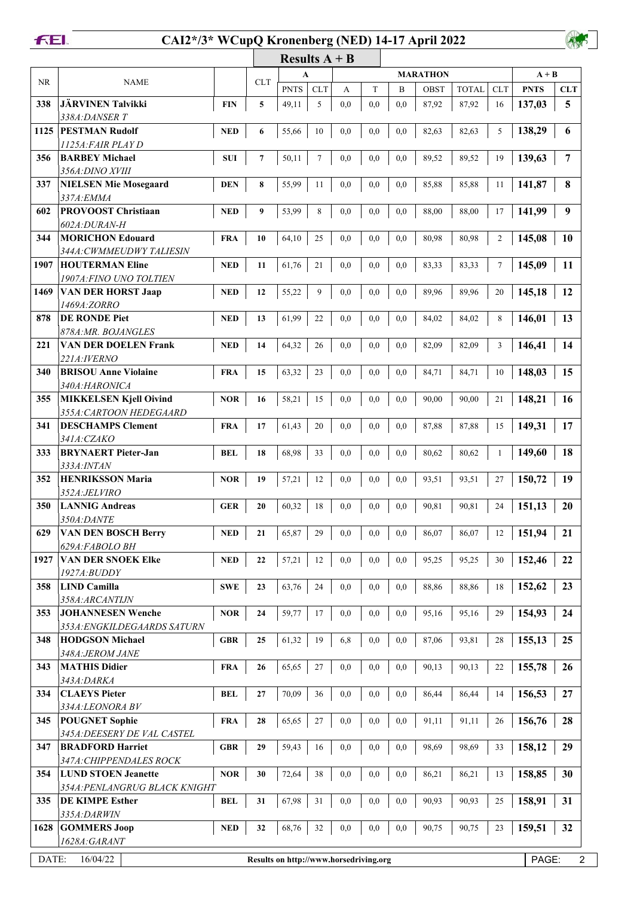# CAI2*/3* WCupQ Kronenberg (NED) 14-17 April 2022

## Results A + B

| NR | NAME | | CLT | A | | MARATHON | | | | | | A + B | |
|---|---|---|---|---|---|---|---|---|---|---|---|---|---|
| | | | | PNTS | CLT | A | T | B | OBST | TOTAL | CLT | PNTS | CLT |
| 338 | **JÄRVINEN Talvikki** *338A:DANSER T* | **FIN** | 5 | 49,11 | 5 | 0,0 | 0,0 | 0,0 | 87,92 | 87,92 | 16 | **137,03** | **5** |
| 1125 | **PESTMAN Rudolf** *1125A:FAIR PLAY D* | **NED** | 6 | 55,66 | 10 | 0,0 | 0,0 | 0,0 | 82,63 | 82,63 | 5 | **138,29** | **6** |
| 356 | **BARBEY Michael** *356A:DINO XVIII* | **SUI** | 7 | 50,11 | 7 | 0,0 | 0,0 | 0,0 | 89,52 | 89,52 | 19 | **139,63** | **7** |
| 337 | **NIELSEN Mie Mosegaard** *337A:EMMA* | **DEN** | 8 | 55,99 | 11 | 0,0 | 0,0 | 0,0 | 85,88 | 85,88 | 11 | **141,87** | **8** |
| 602 | **PROVOOST Christiaan** *602A:DURAN-H* | **NED** | 9 | 53,99 | 8 | 0,0 | 0,0 | 0,0 | 88,00 | 88,00 | 17 | **141,99** | **9** |
| 344 | **MORICHON Edouard** *344A:CWMMEUDWY TALIESIN* | **FRA** | 10 | 64,10 | 25 | 0,0 | 0,0 | 0,0 | 80,98 | 80,98 | 2 | **145,08** | **10** |
| 1907 | **HOUTERMAN Eline** *1907A:FINO UNO TOLTIEN* | **NED** | 11 | 61,76 | 21 | 0,0 | 0,0 | 0,0 | 83,33 | 83,33 | 7 | **145,09** | **11** |
| 1469 | **VAN DER HORST Jaap** *1469A:ZORRO* | **NED** | 12 | 55,22 | 9 | 0,0 | 0,0 | 0,0 | 89,96 | 89,96 | 20 | **145,18** | **12** |
| 878 | **DE RONDE Piet** *878A:MR. BOJANGLES* | **NED** | 13 | 61,99 | 22 | 0,0 | 0,0 | 0,0 | 84,02 | 84,02 | 8 | **146,01** | **13** |
| 221 | **VAN DER DOELEN Frank** *221A:IVERNO* | **NED** | 14 | 64,32 | 26 | 0,0 | 0,0 | 0,0 | 82,09 | 82,09 | 3 | **146,41** | **14** |
| 340 | **BRISOU Anne Violaine** *340A:HARONICA* | **FRA** | 15 | 63,32 | 23 | 0,0 | 0,0 | 0,0 | 84,71 | 84,71 | 10 | **148,03** | **15** |
| 355 | **MIKKELSEN Kjell Oivind** *355A:CARTOON HEDEGAARD* | **NOR** | 16 | 58,21 | 15 | 0,0 | 0,0 | 0,0 | 90,00 | 90,00 | 21 | **148,21** | **16** |
| 341 | **DESCHAMPS Clement** *341A:CZAKO* | **FRA** | 17 | 61,43 | 20 | 0,0 | 0,0 | 0,0 | 87,88 | 87,88 | 15 | **149,31** | **17** |
| 333 | **BRYNAERT Pieter-Jan** *333A:INTAN* | **BEL** | 18 | 68,98 | 33 | 0,0 | 0,0 | 0,0 | 80,62 | 80,62 | 1 | **149,60** | **18** |
| 352 | **HENRIKSSON Maria** *352A:JELVIRO* | **NOR** | 19 | 57,21 | 12 | 0,0 | 0,0 | 0,0 | 93,51 | 93,51 | 27 | **150,72** | **19** |
| 350 | **LANNIG Andreas** *350A:DANTE* | **GER** | 20 | 60,32 | 18 | 0,0 | 0,0 | 0,0 | 90,81 | 90,81 | 24 | **151,13** | **20** |
| 629 | **VAN DEN BOSCH Berry** *629A:FABOLO BH* | **NED** | 21 | 65,87 | 29 | 0,0 | 0,0 | 0,0 | 86,07 | 86,07 | 12 | **151,94** | **21** |
| 1927 | **VAN DER SNOEK Elke** *1927A:BUDDY* | **NED** | 22 | 57,21 | 12 | 0,0 | 0,0 | 0,0 | 95,25 | 95,25 | 30 | **152,46** | **22** |
| 358 | **LIND Camilla** *358A:ARCANTIJN* | **SWE** | 23 | 63,76 | 24 | 0,0 | 0,0 | 0,0 | 88,86 | 88,86 | 18 | **152,62** | **23** |
| 353 | **JOHANNESEN Wenche** *353A:ENGKILDEGAARDS SATURN* | **NOR** | 24 | 59,77 | 17 | 0,0 | 0,0 | 0,0 | 95,16 | 95,16 | 29 | **154,93** | **24** |
| 348 | **HODGSON Michael** *348A:JEROM JANE* | **GBR** | 25 | 61,32 | 19 | 6,8 | 0,0 | 0,0 | 87,06 | 93,81 | 28 | **155,13** | **25** |
| 343 | **MATHIS Didier** *343A:DARKA* | **FRA** | 26 | 65,65 | 27 | 0,0 | 0,0 | 0,0 | 90,13 | 90,13 | 22 | **155,78** | **26** |
| 334 | **CLAEYS Pieter** *334A:LEONORA BV* | **BEL** | 27 | 70,09 | 36 | 0,0 | 0,0 | 0,0 | 86,44 | 86,44 | 14 | **156,53** | **27** |
| 345 | **POUGNET Sophie** *345A:DEESERY DE VAL CASTEL* | **FRA** | 28 | 65,65 | 27 | 0,0 | 0,0 | 0,0 | 91,11 | 91,11 | 26 | **156,76** | **28** |
| 347 | **BRADFORD Harriet** *347A:CHIPPENDALES ROCK* | **GBR** | 29 | 59,43 | 16 | 0,0 | 0,0 | 0,0 | 98,69 | 98,69 | 33 | **158,12** | **29** |
| 354 | **LUND STOEN Jeanette** *354A:PENLANGRUG BLACK KNIGHT* | **NOR** | 30 | 72,64 | 38 | 0,0 | 0,0 | 0,0 | 86,21 | 86,21 | 13 | **158,85** | **30** |
| 335 | **DE KIMPE Esther** *335A:DARWIN* | **BEL** | 31 | 67,98 | 31 | 0,0 | 0,0 | 0,0 | 90,93 | 90,93 | 25 | **158,91** | **31** |
| 1628 | **GOMMERS Joop** *1628A:GARANT* | **NED** | 32 | 68,76 | 32 | 0,0 | 0,0 | 0,0 | 90,75 | 90,75 | 23 | **159,51** | **32** |

DATE: 16/04/22 Results on http://www.horsedriving.org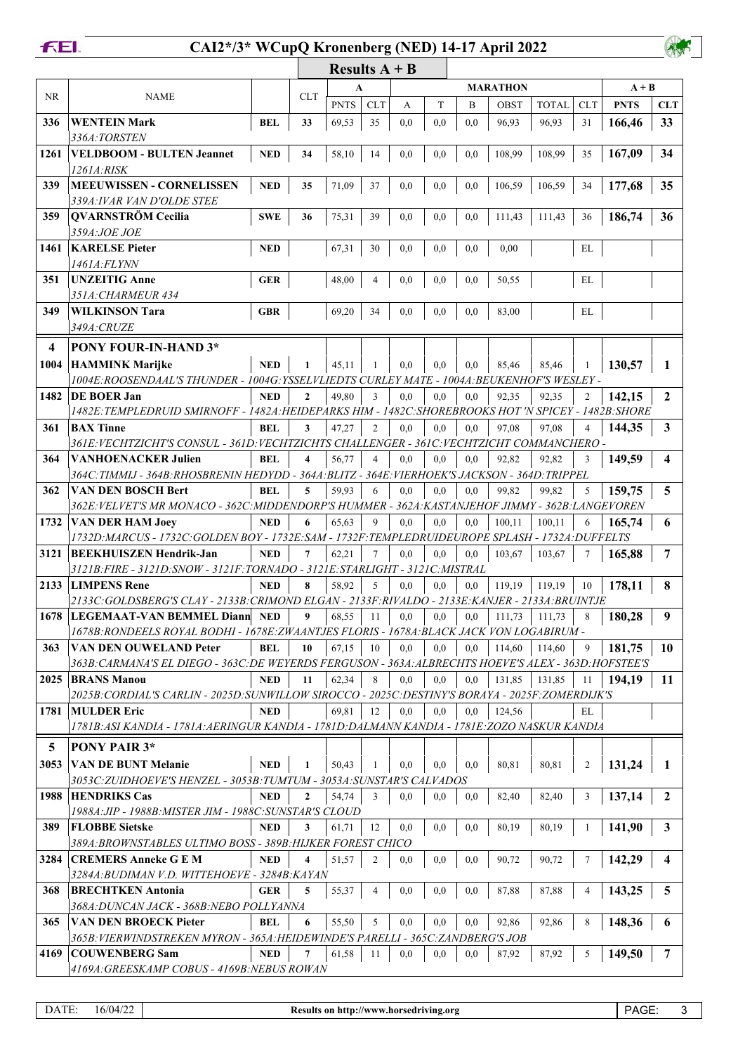# CAI2*/3* WCupQ Kronenberg (NED) 14-17 April 2022

## Results A + B

| NR | NAME | | CLT | A | | MARATHON | | | | | | A + B | |
|---|---|---|---|---|---|---|---|---|---|---|---|---|---|
| | | | | PNTS | CLT | A | T | B | OBST | TOTAL | CLT | PNTS | CLT |
| 336 | **WENTEIN Mark** *336A:TORSTEN* | BEL | 33 | 69,53 | 35 | 0,0 | 0,0 | 0,0 | 96,93 | 96,93 | 31 | **166,46** | **33** |
| 1261 | **VELDBOOM - BULTEN Jeannet** *1261A:RISK* | NED | 34 | 58,10 | 14 | 0,0 | 0,0 | 0,0 | 108,99 | 108,99 | 35 | **167,09** | **34** |
| 339 | **MEEUWISSEN - CORNELISSEN** *339A:IVAR VAN D'OLDE STEE* | NED | 35 | 71,09 | 37 | 0,0 | 0,0 | 0,0 | 106,59 | 106,59 | 34 | **177,68** | **35** |
| 359 | **QVARNSTRÖM Cecilia** *359A:JOE JOE* | SWE | 36 | 75,31 | 39 | 0,0 | 0,0 | 0,0 | 111,43 | 111,43 | 36 | **186,74** | **36** |
| 1461 | **KARELSE Pieter** *1461A:FLYNN* | NED | | 67,31 | 30 | 0,0 | 0,0 | 0,0 | 0,00 | | EL | | |
| 351 | **UNZEITIG Anne** *351A:CHARMEUR 434* | GER | | 48,00 | 4 | 0,0 | 0,0 | 0,0 | 50,55 | | EL | | |
| 349 | **WILKINSON Tara** *349A:CRUZE* | GBR | | 69,20 | 34 | 0,0 | 0,0 | 0,0 | 83,00 | | EL | | |
| **4** | **PONY FOUR-IN-HAND 3*** | | | | | | | | | | | | |
| 1004 | **HAMMINK Marijke** *1004E:ROOSENDAAL'S THUNDER - 1004G:YSSELVLIEDTS CURLEY MATE - 1004A:BEUKENHOF'S WESLEY -* | NED | 1 | 45,11 | 1 | 0,0 | 0,0 | 0,0 | 85,46 | 85,46 | 1 | **130,57** | **1** |
| 1482 | **DE BOER Jan** *1482E:TEMPLEDRUID SMIRNOFF - 1482A:HEIDEPARKS HIM - 1482C:SHOREBROOKS HOT 'N SPICEY - 1482B:SHORE* | NED | 2 | 49,80 | 3 | 0,0 | 0,0 | 0,0 | 92,35 | 92,35 | 2 | **142,15** | **2** |
| 361 | **BAX Tinne** *361E:VECHTZICHT'S CONSUL - 361D:VECHTZICHTS CHALLENGER - 361C:VECHTZICHT COMMANCHERO -* | BEL | 3 | 47,27 | 2 | 0,0 | 0,0 | 0,0 | 97,08 | 97,08 | 4 | **144,35** | **3** |
| 364 | **VANHOENACKER Julien** *364C:TIMMIJ - 364B:RHOSBRENIN HEDYDD - 364A:BLITZ - 364E:VIERHOEK'S JACKSON - 364D:TRIPPEL* | BEL | 4 | 56,77 | 4 | 0,0 | 0,0 | 0,0 | 92,82 | 92,82 | 3 | **149,59** | **4** |
| 362 | **VAN DEN BOSCH Bert** *362E:VELVET'S MR MONACO - 362C:MIDDENDORP'S HUMMER - 362A:KASTANJEHOF JIMMY - 362B:LANGEVOREN* | BEL | 5 | 59,93 | 6 | 0,0 | 0,0 | 0,0 | 99,82 | 99,82 | 5 | **159,75** | **5** |
| 1732 | **VAN DER HAM Joey** *1732D:MARCUS - 1732C:GOLDEN BOY - 1732E:SAM - 1732F:TEMPLEDRUIDEUROPE SPLASH - 1732A:DUFFELTS* | NED | 6 | 65,63 | 9 | 0,0 | 0,0 | 0,0 | 100,11 | 100,11 | 6 | **165,74** | **6** |
| 3121 | **BEEKHUISZEN Hendrik-Jan** *3121B:FIRE - 3121D:SNOW - 3121F:TORNADO - 3121E:STARLIGHT - 3121C:MISTRAL* | NED | 7 | 62,21 | 7 | 0,0 | 0,0 | 0,0 | 103,67 | 103,67 | 7 | **165,88** | **7** |
| 2133 | **LIMPENS Rene** *2133C:GOLDSBERG'S CLAY - 2133B:CRIMOND ELGAN - 2133F:RIVALDO - 2133E:KANJER - 2133A:BRUINTJE* | NED | 8 | 58,92 | 5 | 0,0 | 0,0 | 0,0 | 119,19 | 119,19 | 10 | **178,11** | **8** |
| 1678 | **LEGEMAAT-VAN BEMMEL Diann** *1678B:RONDEELS ROYAL BODHI - 1678E:ZWAANTJES FLORIS - 1678A:BLACK JACK VON LOGABIRUM -* | NED | 9 | 68,55 | 11 | 0,0 | 0,0 | 0,0 | 111,73 | 111,73 | 8 | **180,28** | **9** |
| 363 | **VAN DEN OUWELAND Peter** *363B:CARMANA'S EL DIEGO - 363C:DE WEYERDS FERGUSON - 363A:ALBRECHTS HOEVE'S ALEX - 363D:HOFSTEE'S* | BEL | 10 | 67,15 | 10 | 0,0 | 0,0 | 0,0 | 114,60 | 114,60 | 9 | **181,75** | **10** |
| 2025 | **BRANS Manou** *2025B:CORDIAL'S CARLIN - 2025D:SUNWILLOW SIROCCO - 2025C:DESTINY'S BORAYA - 2025F:ZOMERDIJK'S* | NED | 11 | 62,34 | 8 | 0,0 | 0,0 | 0,0 | 131,85 | 131,85 | 11 | **194,19** | **11** |
| 1781 | **MULDER Eric** *1781B:ASI KANDIA - 1781A:AERINGUR KANDIA - 1781D:DALMANN KANDIA - 1781E:ZOZO NASKUR KANDIA* | NED | | 69,81 | 12 | 0,0 | 0,0 | 0,0 | 124,56 | | EL | | |
| **5** | **PONY PAIR 3*** | | | | | | | | | | | | |
| 3053 | **VAN DE BUNT Melanie** *3053C:ZUIDHOEVE'S HENZEL - 3053B:TUMTUM - 3053A:SUNSTAR'S CALVADOS* | NED | 1 | 50,43 | 1 | 0,0 | 0,0 | 0,0 | 80,81 | 80,81 | 2 | **131,24** | **1** |
| 1988 | **HENDRIKS Cas** *1988A:JIP - 1988B:MISTER JIM - 1988C:SUNSTAR'S CLOUD* | NED | 2 | 54,74 | 3 | 0,0 | 0,0 | 0,0 | 82,40 | 82,40 | 3 | **137,14** | **2** |
| 389 | **FLOBBE Sietske** *389A:BROWNSTABLES ULTIMO BOSS - 389B:HIJKER FOREST CHICO* | NED | 3 | 61,71 | 12 | 0,0 | 0,0 | 0,0 | 80,19 | 80,19 | 1 | **141,90** | **3** |
| 3284 | **CREMERS Anneke G E M** *3284A:BUDIMAN V.D. WITTEHOEVE - 3284B:KAYAN* | NED | 4 | 51,57 | 2 | 0,0 | 0,0 | 0,0 | 90,72 | 90,72 | 7 | **142,29** | **4** |
| 368 | **BRECHTKEN Antonia** *368A:DUNCAN JACK - 368B:NEBO POLLYANNA* | GER | 5 | 55,37 | 4 | 0,0 | 0,0 | 0,0 | 87,88 | 87,88 | 4 | **143,25** | **5** |
| 365 | **VAN DEN BROECK Pieter** *365B:VIERWINDSTREKEN MYRON - 365A:HEIDEWINDE'S PARELLI - 365C:ZANDBERG'S JOB* | BEL | 6 | 55,50 | 5 | 0,0 | 0,0 | 0,0 | 92,86 | 92,86 | 8 | **148,36** | **6** |
| 4169 | **COUWENBERG Sam** *4169A:GREESKAMP COBUS - 4169B:NEBUS ROWAN* | NED | 7 | 61,58 | 11 | 0,0 | 0,0 | 0,0 | 87,92 | 87,92 | 5 | **149,50** | **7** |

DATE: 16/04/22 — Results on http://www.horsedriving.org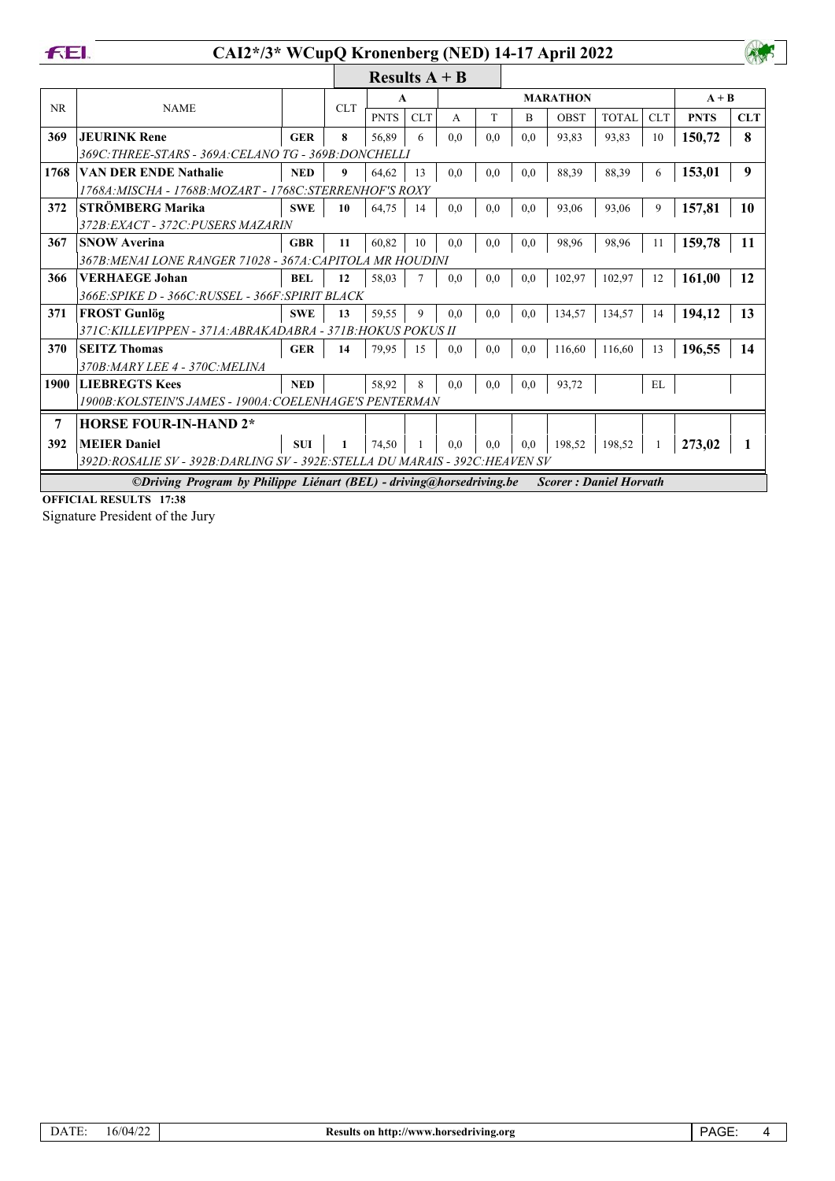# CAI2*/3* WCupQ Kronenberg (NED) 14-17 April 2022

## Results A + B

| NR | NAME | | CLT | A | | MARATHON | | | | | | A + B | |
|---|---|---|---|---|---|---|---|---|---|---|---|---|---|
| | | | | PNTS | CLT | A | T | B | OBST | TOTAL | CLT | PNTS | CLT |
| **369** | **JEURINK Rene** | **GER** | **8** | 56,89 | 6 | 0,0 | 0,0 | 0,0 | 93,83 | 93,83 | 10 | **150,72** | **8** |
| | *369C:THREE-STARS - 369A:CELANO TG - 369B:DONCHELLI* | | | | | | | | | | | | |
| **1768** | **VAN DER ENDE Nathalie** | **NED** | **9** | 64,62 | 13 | 0,0 | 0,0 | 0,0 | 88,39 | 88,39 | 6 | **153,01** | **9** |
| | *1768A:MISCHA - 1768B:MOZART - 1768C:STERRENHOF'S ROXY* | | | | | | | | | | | | |
| **372** | **STRÖMBERG Marika** | **SWE** | **10** | 64,75 | 14 | 0,0 | 0,0 | 0,0 | 93,06 | 93,06 | 9 | **157,81** | **10** |
| | *372B:EXACT - 372C:PUSERS MAZARIN* | | | | | | | | | | | | |
| **367** | **SNOW Averina** | **GBR** | **11** | 60,82 | 10 | 0,0 | 0,0 | 0,0 | 98,96 | 98,96 | 11 | **159,78** | **11** |
| | *367B:MENAI LONE RANGER 71028 - 367A:CAPITOLA MR HOUDINI* | | | | | | | | | | | | |
| **366** | **VERHAEGE Johan** | **BEL** | **12** | 58,03 | 7 | 0,0 | 0,0 | 0,0 | 102,97 | 102,97 | 12 | **161,00** | **12** |
| | *366E:SPIKE D - 366C:RUSSEL - 366F:SPIRIT BLACK* | | | | | | | | | | | | |
| **371** | **FROST Gunlög** | **SWE** | **13** | 59,55 | 9 | 0,0 | 0,0 | 0,0 | 134,57 | 134,57 | 14 | **194,12** | **13** |
| | *371C:KILLEVIPPEN - 371A:ABRAKADABRA - 371B:HOKUS POKUS II* | | | | | | | | | | | | |
| **370** | **SEITZ Thomas** | **GER** | **14** | 79,95 | 15 | 0,0 | 0,0 | 0,0 | 116,60 | 116,60 | 13 | **196,55** | **14** |
| | *370B:MARY LEE 4 - 370C:MELINA* | | | | | | | | | | | | |
| **1900** | **LIEBREGTS Kees** | **NED** | | 58,92 | 8 | 0,0 | 0,0 | 0,0 | 93,72 | | EL | | |
| | *1900B:KOLSTEIN'S JAMES - 1900A:COELENHAGE'S PENTERMAN* | | | | | | | | | | | | |
| **7** | **HORSE FOUR-IN-HAND 2*** | | | | | | | | | | | | |
| **392** | **MEIER Daniel** | **SUI** | **1** | 74,50 | 1 | 0,0 | 0,0 | 0,0 | 198,52 | 198,52 | 1 | **273,02** | **1** |
| | *392D:ROSALIE SV - 392B:DARLING SV - 392E:STELLA DU MARAIS - 392C:HEAVEN SV* | | | | | | | | | | | | |

***©Driving Program by Philippe Liénart (BEL) - driving@horsedriving.be*** ***Scorer : Daniel Horvath***

**OFFICIAL RESULTS 17:38**

Signature President of the Jury

DATE: 16/04/22 **Results on http://www.horsedriving.org**